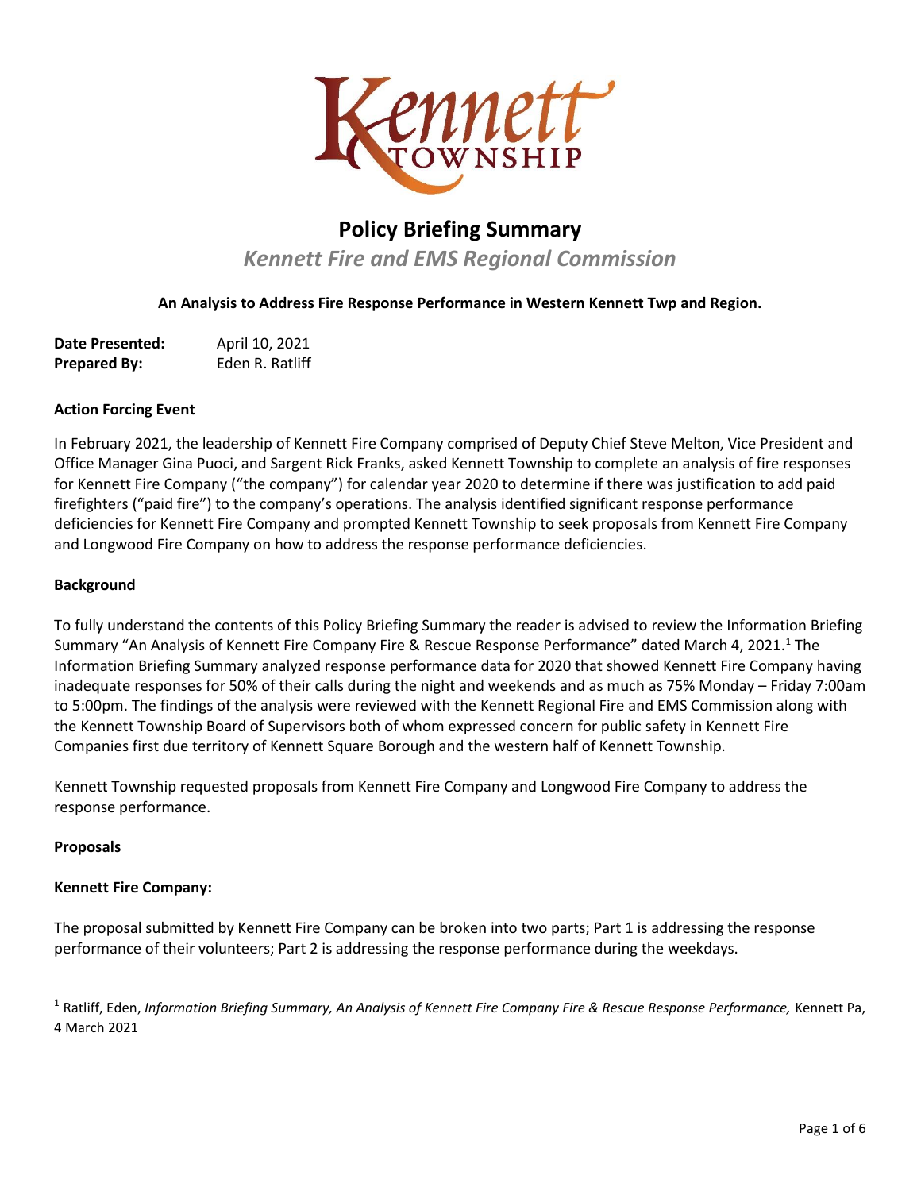# Policy Briefing Summary

## *Kennett Fire and EMS Regional Commission*

**An Analysis to Address Fire Response Performance in Western Kennett Twp and Region.**

**Date Presented:** April 10, 2021
**Prepared By:** Eden R. Ratliff

### Action Forcing Event

In February 2021, the leadership of Kennett Fire Company comprised of Deputy Chief Steve Melton, Vice President and Office Manager Gina Puoci, and Sargent Rick Franks, asked Kennett Township to complete an analysis of fire responses for Kennett Fire Company ("the company") for calendar year 2020 to determine if there was justification to add paid firefighters ("paid fire") to the company's operations. The analysis identified significant response performance deficiencies for Kennett Fire Company and prompted Kennett Township to seek proposals from Kennett Fire Company and Longwood Fire Company on how to address the response performance deficiencies.

### Background

To fully understand the contents of this Policy Briefing Summary the reader is advised to review the Information Briefing Summary "An Analysis of Kennett Fire Company Fire & Rescue Response Performance" dated March 4, 2021.[1] The Information Briefing Summary analyzed response performance data for 2020 that showed Kennett Fire Company having inadequate responses for 50% of their calls during the night and weekends and as much as 75% Monday – Friday 7:00am to 5:00pm. The findings of the analysis were reviewed with the Kennett Regional Fire and EMS Commission along with the Kennett Township Board of Supervisors both of whom expressed concern for public safety in Kennett Fire Companies first due territory of Kennett Square Borough and the western half of Kennett Township.

Kennett Township requested proposals from Kennett Fire Company and Longwood Fire Company to address the response performance.

### Proposals

#### Kennett Fire Company:

The proposal submitted by Kennett Fire Company can be broken into two parts; Part 1 is addressing the response performance of their volunteers; Part 2 is addressing the response performance during the weekdays.

---

[1] Ratliff, Eden, *Information Briefing Summary, An Analysis of Kennett Fire Company Fire & Rescue Response Performance,* Kennett Pa, 4 March 2021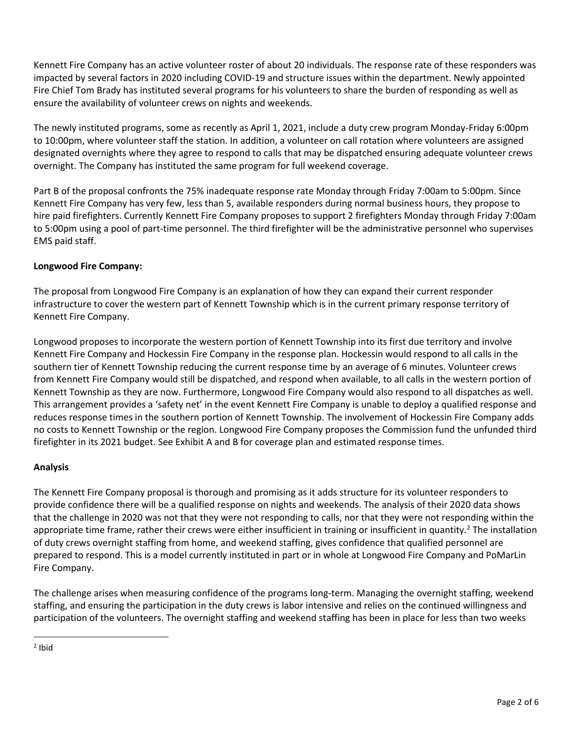Kennett Fire Company has an active volunteer roster of about 20 individuals. The response rate of these responders was impacted by several factors in 2020 including COVID-19 and structure issues within the department. Newly appointed Fire Chief Tom Brady has instituted several programs for his volunteers to share the burden of responding as well as ensure the availability of volunteer crews on nights and weekends.

The newly instituted programs, some as recently as April 1, 2021, include a duty crew program Monday-Friday 6:00pm to 10:00pm, where volunteer staff the station. In addition, a volunteer on call rotation where volunteers are assigned designated overnights where they agree to respond to calls that may be dispatched ensuring adequate volunteer crews overnight. The Company has instituted the same program for full weekend coverage.

Part B of the proposal confronts the 75% inadequate response rate Monday through Friday 7:00am to 5:00pm. Since Kennett Fire Company has very few, less than 5, available responders during normal business hours, they propose to hire paid firefighters. Currently Kennett Fire Company proposes to support 2 firefighters Monday through Friday 7:00am to 5:00pm using a pool of part-time personnel. The third firefighter will be the administrative personnel who supervises EMS paid staff.

**Longwood Fire Company:**

The proposal from Longwood Fire Company is an explanation of how they can expand their current responder infrastructure to cover the western part of Kennett Township which is in the current primary response territory of Kennett Fire Company.

Longwood proposes to incorporate the western portion of Kennett Township into its first due territory and involve Kennett Fire Company and Hockessin Fire Company in the response plan. Hockessin would respond to all calls in the southern tier of Kennett Township reducing the current response time by an average of 6 minutes. Volunteer crews from Kennett Fire Company would still be dispatched, and respond when available, to all calls in the western portion of Kennett Township as they are now. Furthermore, Longwood Fire Company would also respond to all dispatches as well. This arrangement provides a 'safety net' in the event Kennett Fire Company is unable to deploy a qualified response and reduces response times in the southern portion of Kennett Township. The involvement of Hockessin Fire Company adds no costs to Kennett Township or the region. Longwood Fire Company proposes the Commission fund the unfunded third firefighter in its 2021 budget. See Exhibit A and B for coverage plan and estimated response times.

**Analysis**

The Kennett Fire Company proposal is thorough and promising as it adds structure for its volunteer responders to provide confidence there will be a qualified response on nights and weekends. The analysis of their 2020 data shows that the challenge in 2020 was not that they were not responding to calls, nor that they were not responding within the appropriate time frame, rather their crews were either insufficient in training or insufficient in quantity.[2] The installation of duty crews overnight staffing from home, and weekend staffing, gives confidence that qualified personnel are prepared to respond. This is a model currently instituted in part or in whole at Longwood Fire Company and PoMarLin Fire Company.

The challenge arises when measuring confidence of the programs long-term. Managing the overnight staffing, weekend staffing, and ensuring the participation in the duty crews is labor intensive and relies on the continued willingness and participation of the volunteers. The overnight staffing and weekend staffing has been in place for less than two weeks

---

[2] Ibid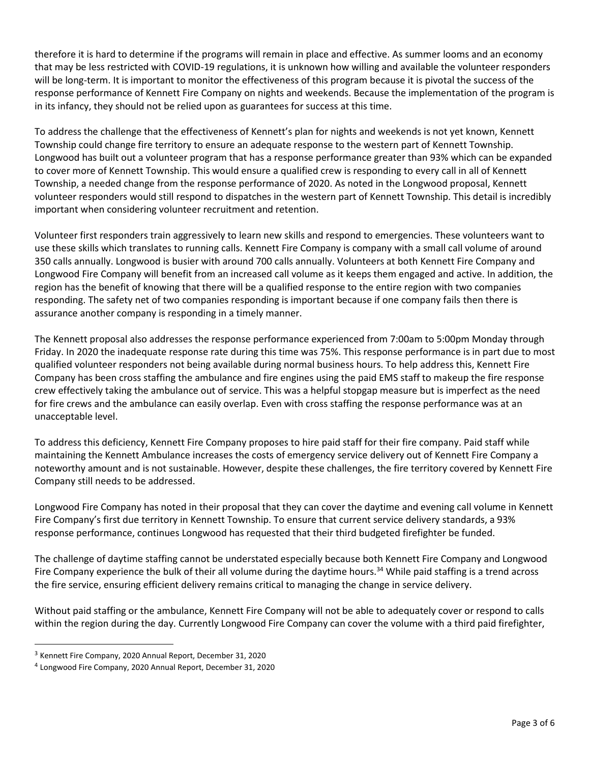therefore it is hard to determine if the programs will remain in place and effective. As summer looms and an economy that may be less restricted with COVID-19 regulations, it is unknown how willing and available the volunteer responders will be long-term. It is important to monitor the effectiveness of this program because it is pivotal the success of the response performance of Kennett Fire Company on nights and weekends. Because the implementation of the program is in its infancy, they should not be relied upon as guarantees for success at this time.

To address the challenge that the effectiveness of Kennett's plan for nights and weekends is not yet known, Kennett Township could change fire territory to ensure an adequate response to the western part of Kennett Township. Longwood has built out a volunteer program that has a response performance greater than 93% which can be expanded to cover more of Kennett Township. This would ensure a qualified crew is responding to every call in all of Kennett Township, a needed change from the response performance of 2020. As noted in the Longwood proposal, Kennett volunteer responders would still respond to dispatches in the western part of Kennett Township. This detail is incredibly important when considering volunteer recruitment and retention.

Volunteer first responders train aggressively to learn new skills and respond to emergencies. These volunteers want to use these skills which translates to running calls. Kennett Fire Company is company with a small call volume of around 350 calls annually. Longwood is busier with around 700 calls annually. Volunteers at both Kennett Fire Company and Longwood Fire Company will benefit from an increased call volume as it keeps them engaged and active. In addition, the region has the benefit of knowing that there will be a qualified response to the entire region with two companies responding. The safety net of two companies responding is important because if one company fails then there is assurance another company is responding in a timely manner.

The Kennett proposal also addresses the response performance experienced from 7:00am to 5:00pm Monday through Friday. In 2020 the inadequate response rate during this time was 75%. This response performance is in part due to most qualified volunteer responders not being available during normal business hours. To help address this, Kennett Fire Company has been cross staffing the ambulance and fire engines using the paid EMS staff to makeup the fire response crew effectively taking the ambulance out of service. This was a helpful stopgap measure but is imperfect as the need for fire crews and the ambulance can easily overlap. Even with cross staffing the response performance was at an unacceptable level.

To address this deficiency, Kennett Fire Company proposes to hire paid staff for their fire company. Paid staff while maintaining the Kennett Ambulance increases the costs of emergency service delivery out of Kennett Fire Company a noteworthy amount and is not sustainable. However, despite these challenges, the fire territory covered by Kennett Fire Company still needs to be addressed.

Longwood Fire Company has noted in their proposal that they can cover the daytime and evening call volume in Kennett Fire Company's first due territory in Kennett Township. To ensure that current service delivery standards, a 93% response performance, continues Longwood has requested that their third budgeted firefighter be funded.

The challenge of daytime staffing cannot be understated especially because both Kennett Fire Company and Longwood Fire Company experience the bulk of their all volume during the daytime hours.[3,4] While paid staffing is a trend across the fire service, ensuring efficient delivery remains critical to managing the change in service delivery.

Without paid staffing or the ambulance, Kennett Fire Company will not be able to adequately cover or respond to calls within the region during the day. Currently Longwood Fire Company can cover the volume with a third paid firefighter,

---

[3] Kennett Fire Company, 2020 Annual Report, December 31, 2020

[4] Longwood Fire Company, 2020 Annual Report, December 31, 2020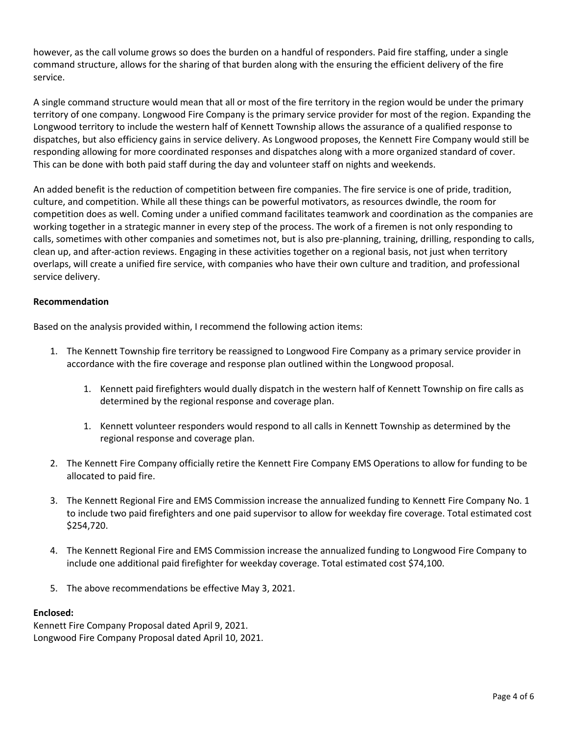however, as the call volume grows so does the burden on a handful of responders. Paid fire staffing, under a single command structure, allows for the sharing of that burden along with the ensuring the efficient delivery of the fire service.

A single command structure would mean that all or most of the fire territory in the region would be under the primary territory of one company. Longwood Fire Company is the primary service provider for most of the region. Expanding the Longwood territory to include the western half of Kennett Township allows the assurance of a qualified response to dispatches, but also efficiency gains in service delivery. As Longwood proposes, the Kennett Fire Company would still be responding allowing for more coordinated responses and dispatches along with a more organized standard of cover. This can be done with both paid staff during the day and volunteer staff on nights and weekends.

An added benefit is the reduction of competition between fire companies. The fire service is one of pride, tradition, culture, and competition. While all these things can be powerful motivators, as resources dwindle, the room for competition does as well. Coming under a unified command facilitates teamwork and coordination as the companies are working together in a strategic manner in every step of the process. The work of a firemen is not only responding to calls, sometimes with other companies and sometimes not, but is also pre-planning, training, drilling, responding to calls, clean up, and after-action reviews. Engaging in these activities together on a regional basis, not just when territory overlaps, will create a unified fire service, with companies who have their own culture and tradition, and professional service delivery.

**Recommendation**

Based on the analysis provided within, I recommend the following action items:

1. The Kennett Township fire territory be reassigned to Longwood Fire Company as a primary service provider in accordance with the fire coverage and response plan outlined within the Longwood proposal.

    1. Kennett paid firefighters would dually dispatch in the western half of Kennett Township on fire calls as determined by the regional response and coverage plan.

    1. Kennett volunteer responders would respond to all calls in Kennett Township as determined by the regional response and coverage plan.

2. The Kennett Fire Company officially retire the Kennett Fire Company EMS Operations to allow for funding to be allocated to paid fire.

3. The Kennett Regional Fire and EMS Commission increase the annualized funding to Kennett Fire Company No. 1 to include two paid firefighters and one paid supervisor to allow for weekday fire coverage. Total estimated cost $254,720.

4. The Kennett Regional Fire and EMS Commission increase the annualized funding to Longwood Fire Company to include one additional paid firefighter for weekday coverage. Total estimated cost $74,100.

5. The above recommendations be effective May 3, 2021.

**Enclosed:**
Kennett Fire Company Proposal dated April 9, 2021.
Longwood Fire Company Proposal dated April 10, 2021.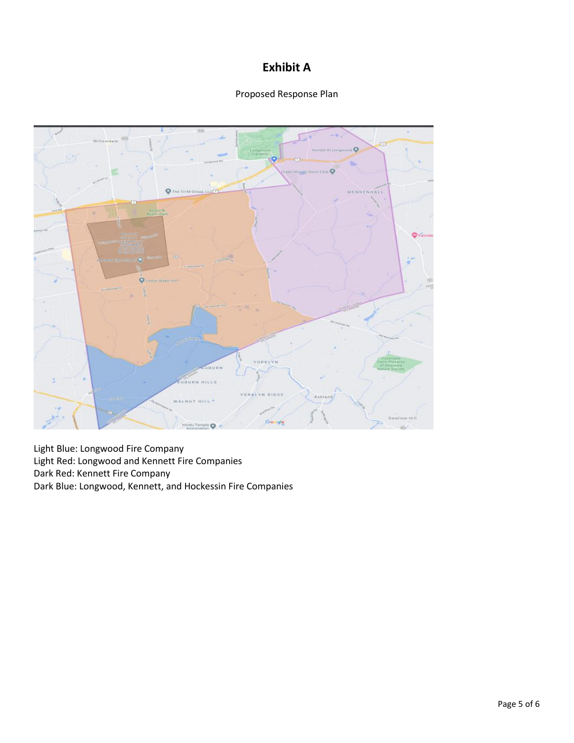# Exhibit A

Proposed Response Plan

Light Blue: Longwood Fire Company
Light Red: Longwood and Kennett Fire Companies
Dark Red: Kennett Fire Company
Dark Blue: Longwood, Kennett, and Hockessin Fire Companies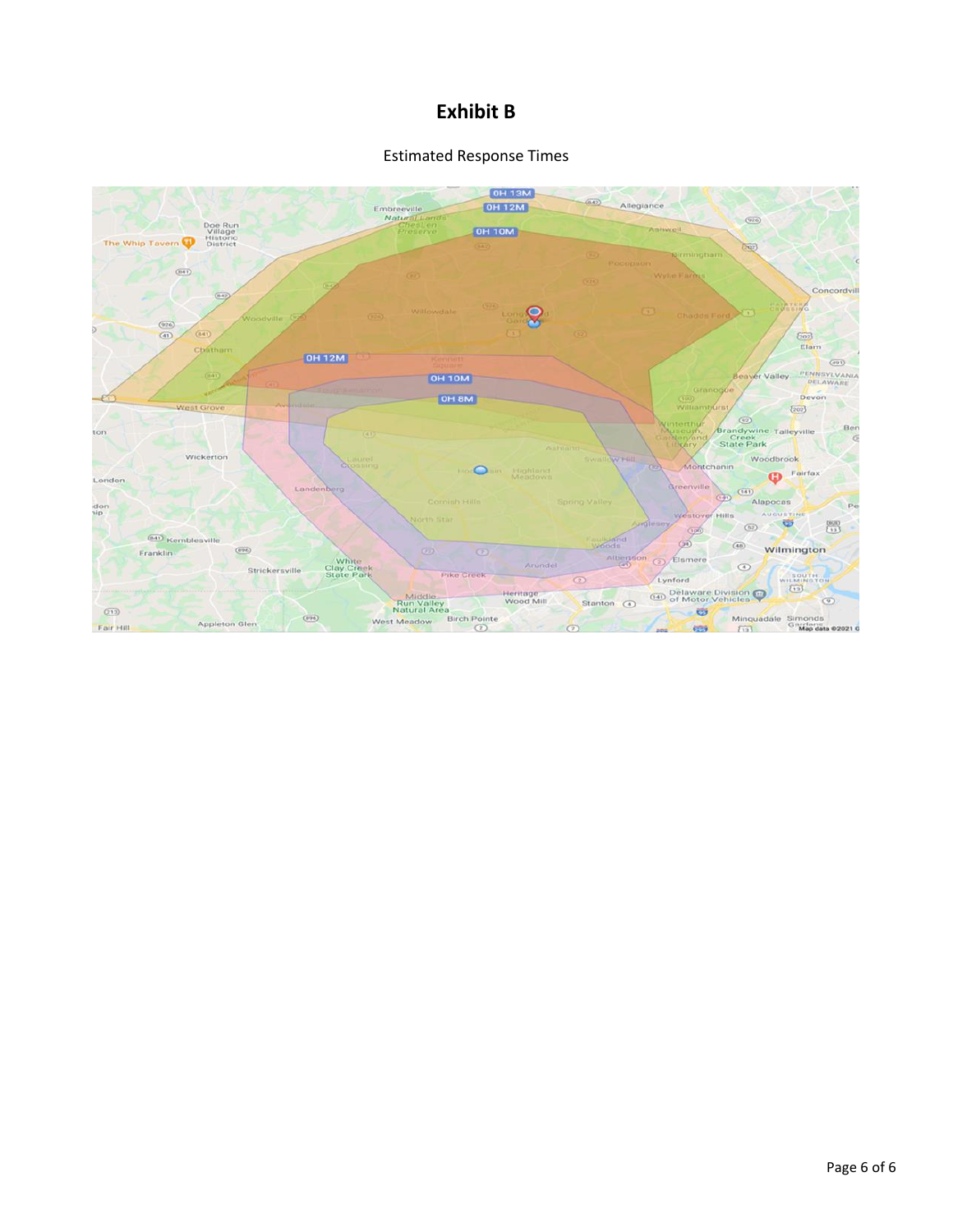# Exhibit B

Estimated Response Times

0H 13M
0H 12M
0H 10M
0H 12M
0H 10M
0H 8M